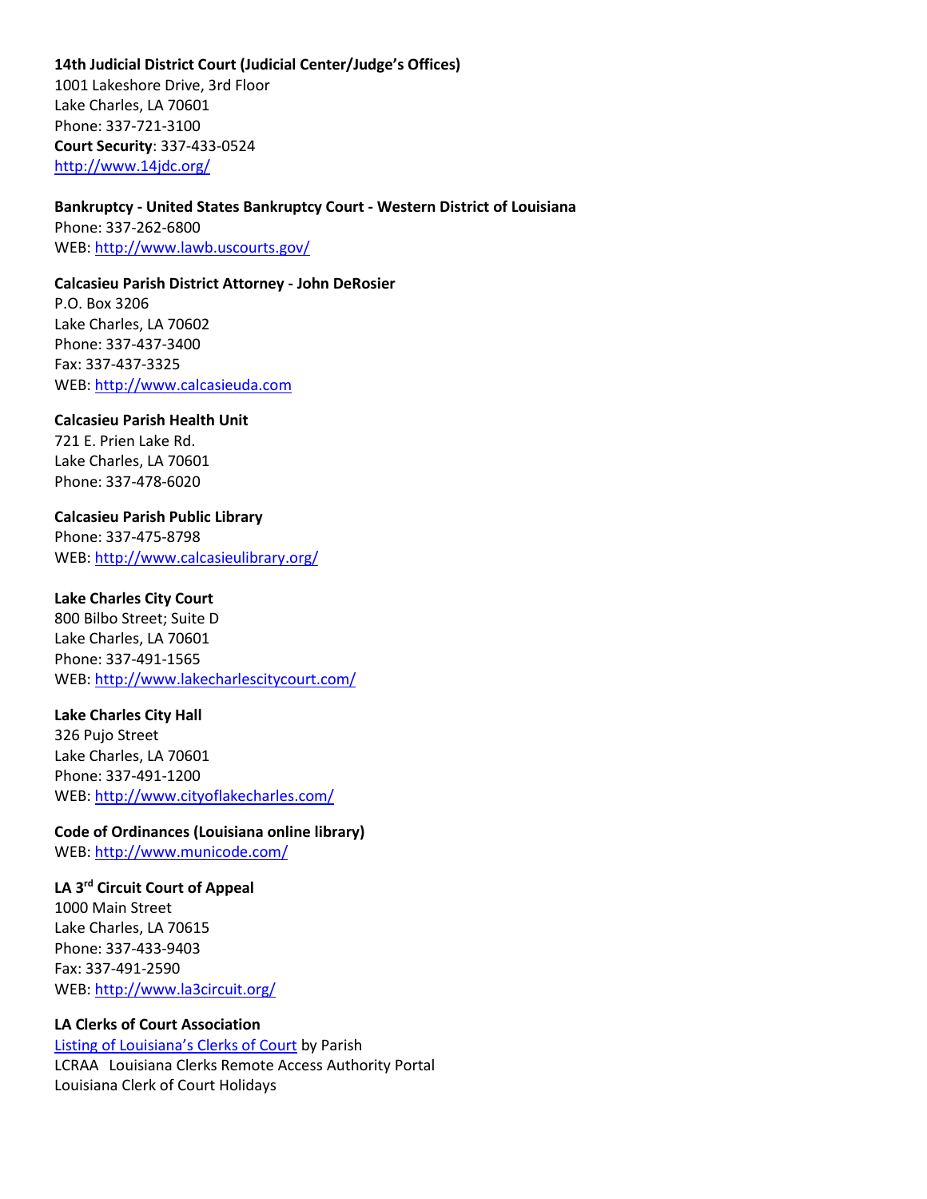**14th Judicial District Court (Judicial Center/Judge's Offices)**
1001 Lakeshore Drive, 3rd Floor
Lake Charles, LA 70601
Phone: 337-721-3100
**Court Security**: 337-433-0524
[http://www.14jdc.org/](http://www.14jdc.org/)

**Bankruptcy - United States Bankruptcy Court - Western District of Louisiana**
Phone: 337-262-6800
WEB: [http://www.lawb.uscourts.gov/](http://www.lawb.uscourts.gov/)

**Calcasieu Parish District Attorney - John DeRosier**
P.O. Box 3206
Lake Charles, LA 70602
Phone: 337-437-3400
Fax: 337-437-3325
WEB: [http://www.calcasieuda.com](http://www.calcasieuda.com)

**Calcasieu Parish Health Unit**
721 E. Prien Lake Rd.
Lake Charles, LA 70601
Phone: 337-478-6020

**Calcasieu Parish Public Library**
Phone: 337-475-8798
WEB: [http://www.calcasieulibrary.org/](http://www.calcasieulibrary.org/)

**Lake Charles City Court**
800 Bilbo Street; Suite D
Lake Charles, LA 70601
Phone: 337-491-1565
WEB: [http://www.lakecharlescitycourt.com/](http://www.lakecharlescitycourt.com/)

**Lake Charles City Hall**
326 Pujo Street
Lake Charles, LA 70601
Phone: 337-491-1200
WEB: [http://www.cityoflakecharles.com/](http://www.cityoflakecharles.com/)

**Code of Ordinances (Louisiana online library)**
WEB: [http://www.municode.com/](http://www.municode.com/)

**LA 3rd Circuit Court of Appeal**
1000 Main Street
Lake Charles, LA 70615
Phone: 337-433-9403
Fax: 337-491-2590
WEB: [http://www.la3circuit.org/](http://www.la3circuit.org/)

**LA Clerks of Court Association**
Listing of Louisiana's Clerks of Court by Parish
LCRAA Louisiana Clerks Remote Access Authority Portal
Louisiana Clerk of Court Holidays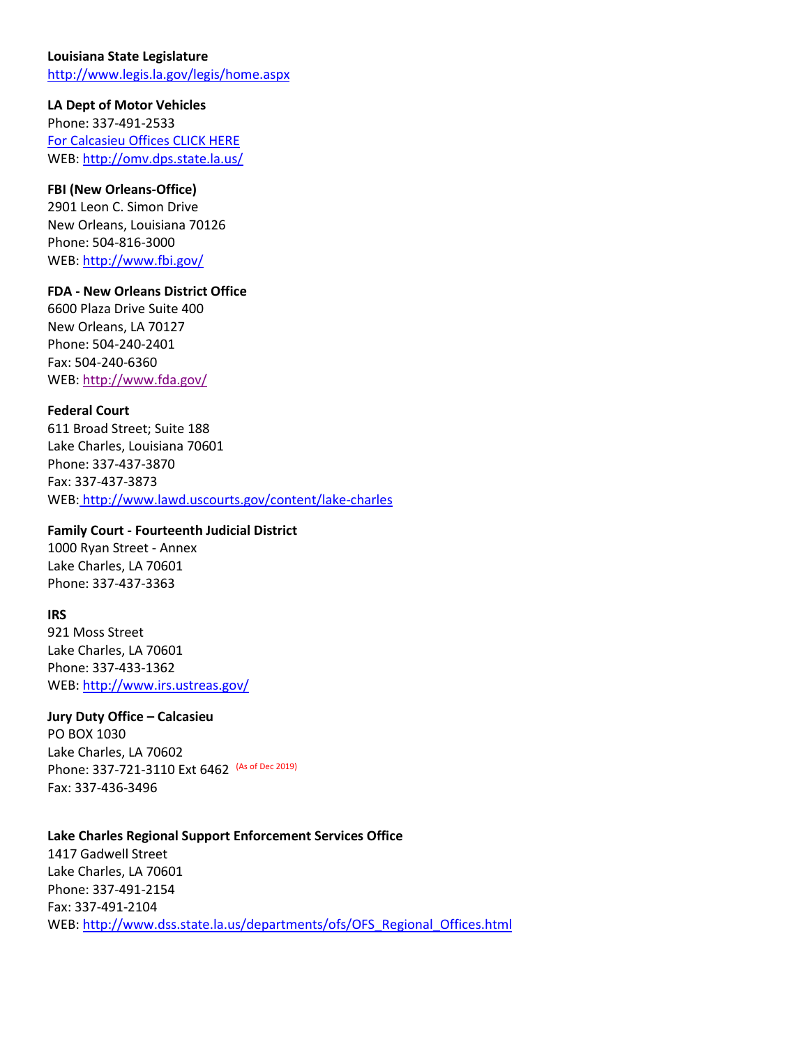**Louisiana State Legislature**
http://www.legis.la.gov/legis/home.aspx

**LA Dept of Motor Vehicles**
Phone: 337-491-2533
For Calcasieu Offices CLICK HERE
WEB: http://omv.dps.state.la.us/

**FBI (New Orleans-Office)**
2901 Leon C. Simon Drive
New Orleans, Louisiana 70126
Phone: 504-816-3000
WEB: http://www.fbi.gov/

**FDA - New Orleans District Office**
6600 Plaza Drive Suite 400
New Orleans, LA 70127
Phone: 504-240-2401
Fax: 504-240-6360
WEB: http://www.fda.gov/

**Federal Court**
611 Broad Street; Suite 188
Lake Charles, Louisiana 70601
Phone: 337-437-3870
Fax: 337-437-3873
WEB: http://www.lawd.uscourts.gov/content/lake-charles

**Family Court - Fourteenth Judicial District**
1000 Ryan Street - Annex
Lake Charles, LA 70601
Phone: 337-437-3363

**IRS**
921 Moss Street
Lake Charles, LA 70601
Phone: 337-433-1362
WEB: http://www.irs.ustreas.gov/

**Jury Duty Office – Calcasieu**
PO BOX 1030
Lake Charles, LA 70602
Phone: 337-721-3110 Ext 6462 (As of Dec 2019)
Fax: 337-436-3496

**Lake Charles Regional Support Enforcement Services Office**
1417 Gadwell Street
Lake Charles, LA 70601
Phone: 337-491-2154
Fax: 337-491-2104
WEB: http://www.dss.state.la.us/departments/ofs/OFS_Regional_Offices.html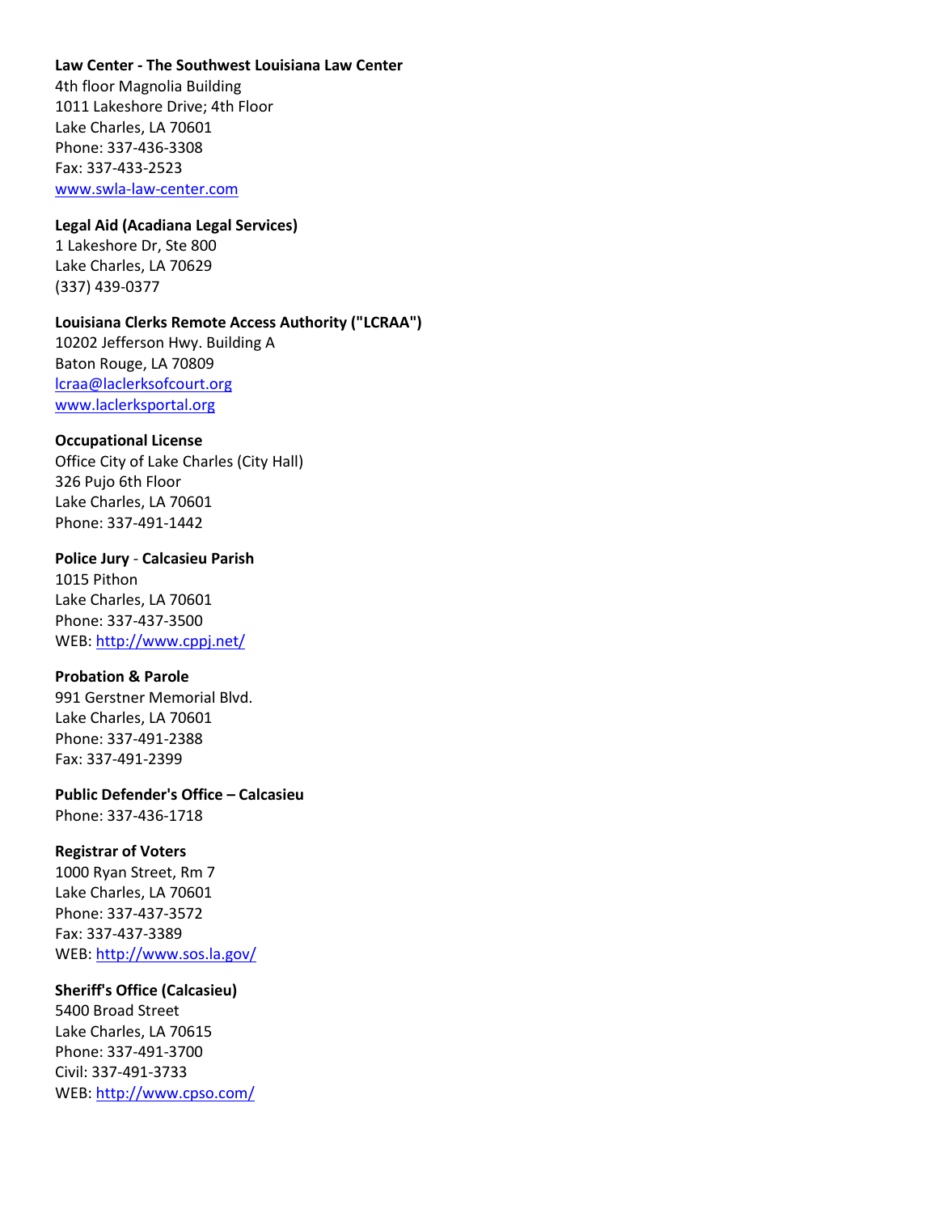**Law Center - The Southwest Louisiana Law Center**
4th floor Magnolia Building
1011 Lakeshore Drive; 4th Floor
Lake Charles, LA 70601
Phone: 337-436-3308
Fax: 337-433-2523
www.swla-law-center.com

**Legal Aid (Acadiana Legal Services)**
1 Lakeshore Dr, Ste 800
Lake Charles, LA 70629
(337) 439-0377

**Louisiana Clerks Remote Access Authority ("LCRAA")**
10202 Jefferson Hwy. Building A
Baton Rouge, LA 70809
lcraa@laclerksofcourt.org
www.laclerksportal.org

**Occupational License**
Office City of Lake Charles (City Hall)
326 Pujo 6th Floor
Lake Charles, LA 70601
Phone: 337-491-1442

**Police Jury** - **Calcasieu Parish**
1015 Pithon
Lake Charles, LA 70601
Phone: 337-437-3500
WEB: http://www.cppj.net/

**Probation & Parole**
991 Gerstner Memorial Blvd.
Lake Charles, LA 70601
Phone: 337-491-2388
Fax: 337-491-2399

**Public Defender's Office – Calcasieu**
Phone: 337-436-1718

**Registrar of Voters**
1000 Ryan Street, Rm 7
Lake Charles, LA 70601
Phone: 337-437-3572
Fax: 337-437-3389
WEB: http://www.sos.la.gov/

**Sheriff's Office (Calcasieu)**
5400 Broad Street
Lake Charles, LA 70615
Phone: 337-491-3700
Civil: 337-491-3733
WEB: http://www.cpso.com/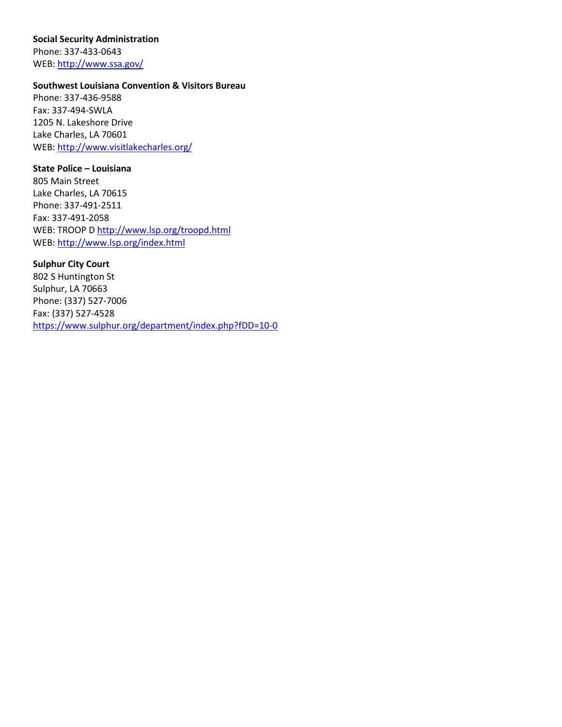**Social Security Administration**
Phone: 337-433-0643
WEB: http://www.ssa.gov/

**Southwest Louisiana Convention & Visitors Bureau**
Phone: 337-436-9588
Fax: 337-494-SWLA
1205 N. Lakeshore Drive
Lake Charles, LA 70601
WEB: http://www.visitlakecharles.org/

**State Police – Louisiana**
805 Main Street
Lake Charles, LA 70615
Phone: 337-491-2511
Fax: 337-491-2058
WEB: TROOP D http://www.lsp.org/troopd.html
WEB: http://www.lsp.org/index.html

**Sulphur City Court**
802 S Huntington St
Sulphur, LA 70663
Phone: (337) 527-7006
Fax: (337) 527-4528
https://www.sulphur.org/department/index.php?fDD=10-0